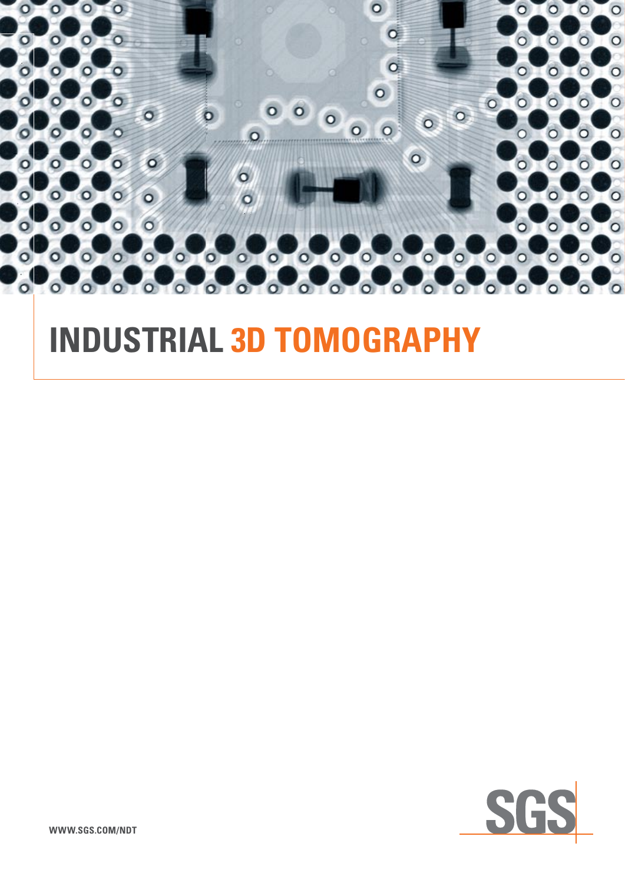# INDUSTRIAL 3D TOMOGRAPHY

WWW.SGS.COM/NDT

SGS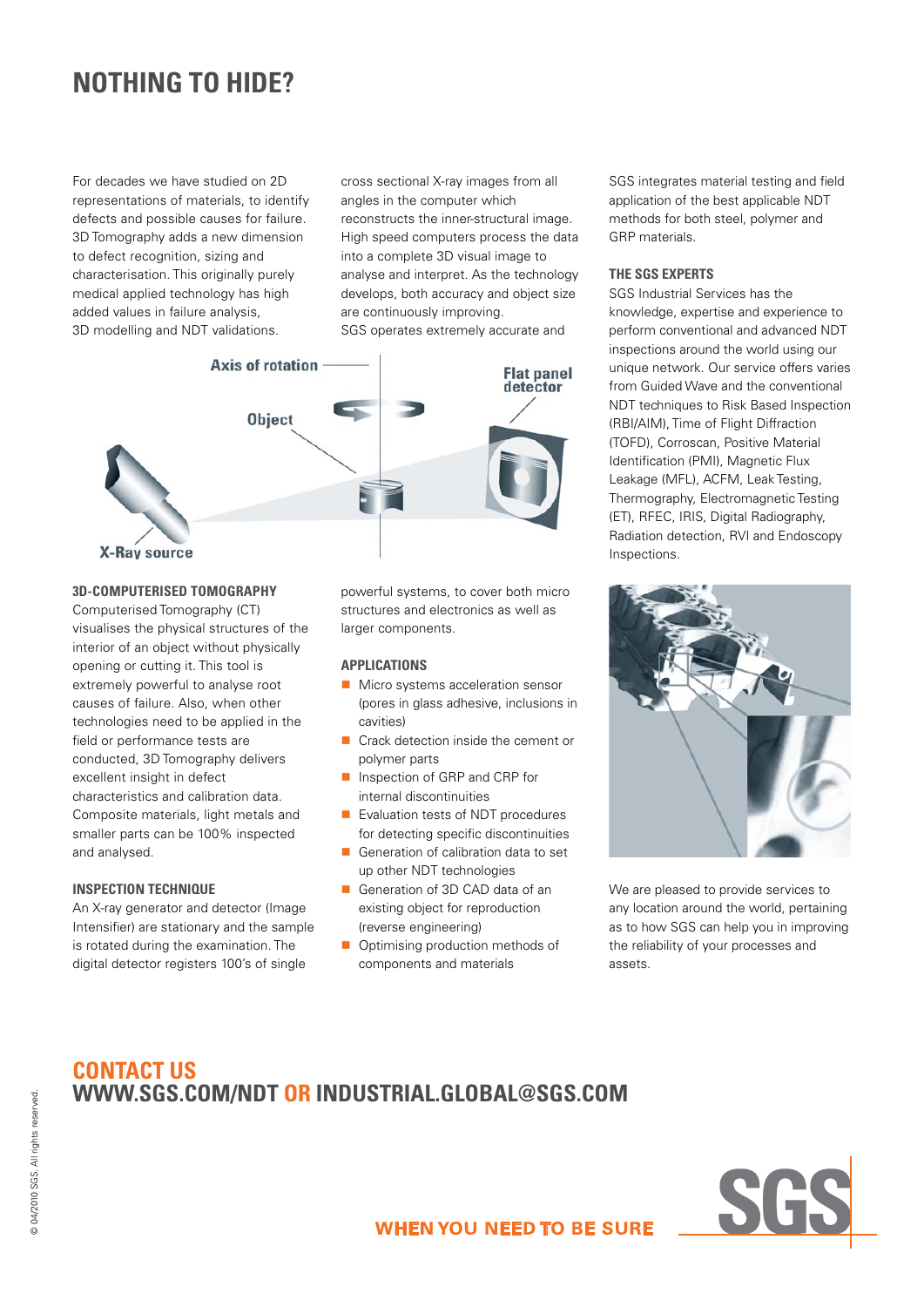# NOTHING TO HIDE?

For decades we have studied on 2D representations of materials, to identify defects and possible causes for failure. 3D Tomography adds a new dimension to defect recognition, sizing and characterisation. This originally purely medical applied technology has high added values in failure analysis, 3D modelling and NDT validations.

Axis of rotation

Object

Flat panel detector

X-Ray source

### 3D-COMPUTERISED TOMOGRAPHY

Computerised Tomography (CT) visualises the physical structures of the interior of an object without physically opening or cutting it. This tool is extremely powerful to analyse root causes of failure. Also, when other technologies need to be applied in the field or performance tests are conducted, 3D Tomography delivers excellent insight in defect characteristics and calibration data. Composite materials, light metals and smaller parts can be 100% inspected and analysed.

### INSPECTION TECHNIQUE

An X-ray generator and detector (Image Intensifier) are stationary and the sample is rotated during the examination. The digital detector registers 100's of single cross sectional X-ray images from all angles in the computer which reconstructs the inner-structural image. High speed computers process the data into a complete 3D visual image to analyse and interpret. As the technology develops, both accuracy and object size are continuously improving.

SGS operates extremely accurate and powerful systems, to cover both micro structures and electronics as well as larger components.

### APPLICATIONS

- Micro systems acceleration sensor (pores in glass adhesive, inclusions in cavities)
- Crack detection inside the cement or polymer parts
- Inspection of GRP and CRP for internal discontinuities
- Evaluation tests of NDT procedures for detecting specific discontinuities
- Generation of calibration data to set up other NDT technologies
- Generation of 3D CAD data of an existing object for reproduction (reverse engineering)
- Optimising production methods of components and materials

SGS integrates material testing and field application of the best applicable NDT methods for both steel, polymer and GRP materials.

### THE SGS EXPERTS

SGS Industrial Services has the knowledge, expertise and experience to perform conventional and advanced NDT inspections around the world using our unique network. Our service offers varies from Guided Wave and the conventional NDT techniques to Risk Based Inspection (RBI/AIM), Time of Flight Diffraction (TOFD), Corroscan, Positive Material Identification (PMI), Magnetic Flux Leakage (MFL), ACFM, Leak Testing, Thermography, Electromagnetic Testing (ET), RFEC, IRIS, Digital Radiography, Radiation detection, RVI and Endoscopy Inspections.

We are pleased to provide services to any location around the world, pertaining as to how SGS can help you in improving the reliability of your processes and assets.

## CONTACT US
## WWW.SGS.COM/NDT OR INDUSTRIAL.GLOBAL@SGS.COM

WHEN YOU NEED TO BE SURE

SGS

© 04/2010 SGS. All rights reserved.